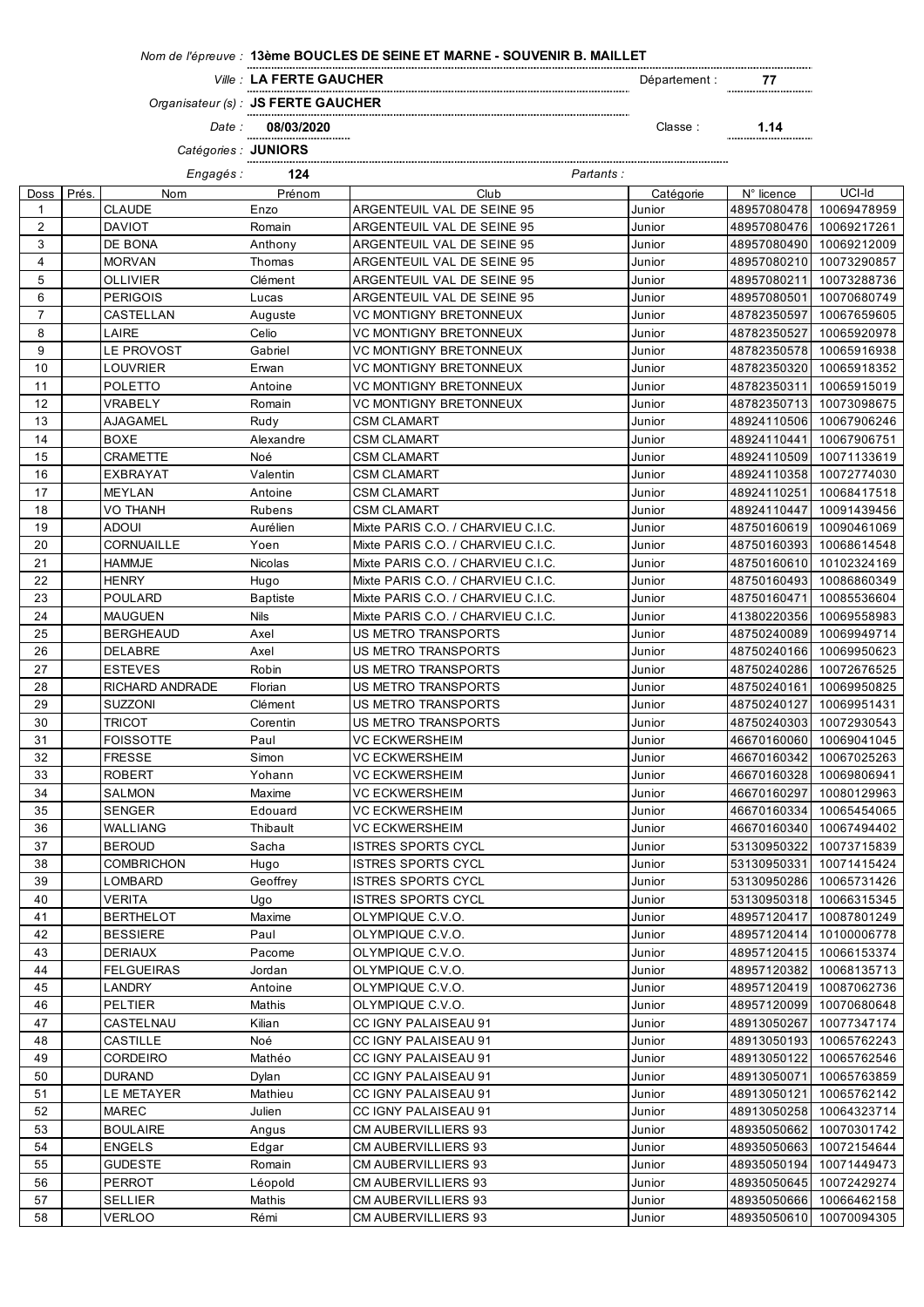*Nom de l'épreuve :* **13ème BOUCLES DE SEINE ET MARNE - SOUVENIR B. MAILLET**

*Ville :* **LA FERTE GAUCHER** Département : **77**

*Organisateur (s) :* **JS FERTE GAUCHER**

*Date :* **08/03/2020** Classe : **1.14**

*Catégories :* **JUNIORS**

*Engagés :* **124** *Partants :*

| Doss | Prés. | Nom | Prénom | Club | Catégorie | N° licence | UCI-Id |
|---|---|---|---|---|---|---|---|
| 1 | | CLAUDE | Enzo | ARGENTEUIL VAL DE SEINE 95 | Junior | 48957080478 | 10069478959 |
| 2 | | DAVIOT | Romain | ARGENTEUIL VAL DE SEINE 95 | Junior | 48957080476 | 10069217261 |
| 3 | | DE BONA | Anthony | ARGENTEUIL VAL DE SEINE 95 | Junior | 48957080490 | 10069212009 |
| 4 | | MORVAN | Thomas | ARGENTEUIL VAL DE SEINE 95 | Junior | 48957080210 | 10073290857 |
| 5 | | OLLIVIER | Clément | ARGENTEUIL VAL DE SEINE 95 | Junior | 48957080211 | 10073288736 |
| 6 | | PERIGOIS | Lucas | ARGENTEUIL VAL DE SEINE 95 | Junior | 48957080501 | 10070680749 |
| 7 | | CASTELLAN | Auguste | VC MONTIGNY BRETONNEUX | Junior | 48782350597 | 10067659605 |
| 8 | | LAIRE | Celio | VC MONTIGNY BRETONNEUX | Junior | 48782350527 | 10065920978 |
| 9 | | LE PROVOST | Gabriel | VC MONTIGNY BRETONNEUX | Junior | 48782350578 | 10065916938 |
| 10 | | LOUVRIER | Erwan | VC MONTIGNY BRETONNEUX | Junior | 48782350320 | 10065918352 |
| 11 | | POLETTO | Antoine | VC MONTIGNY BRETONNEUX | Junior | 48782350311 | 10065915019 |
| 12 | | VRABELY | Romain | VC MONTIGNY BRETONNEUX | Junior | 48782350713 | 10073098675 |
| 13 | | AJAGAMEL | Rudy | CSM CLAMART | Junior | 48924110506 | 10067906246 |
| 14 | | BOXE | Alexandre | CSM CLAMART | Junior | 48924110441 | 10067906751 |
| 15 | | CRAMETTE | Noé | CSM CLAMART | Junior | 48924110509 | 10071133619 |
| 16 | | EXBRAYAT | Valentin | CSM CLAMART | Junior | 48924110358 | 10072774030 |
| 17 | | MEYLAN | Antoine | CSM CLAMART | Junior | 48924110251 | 10068417518 |
| 18 | | VO THANH | Rubens | CSM CLAMART | Junior | 48924110447 | 10091439456 |
| 19 | | ADOUI | Aurélien | Mixte PARIS C.O. / CHARVIEU C.I.C. | Junior | 48750160619 | 10090461069 |
| 20 | | CORNUAILLE | Yoen | Mixte PARIS C.O. / CHARVIEU C.I.C. | Junior | 48750160393 | 10068614548 |
| 21 | | HAMMJE | Nicolas | Mixte PARIS C.O. / CHARVIEU C.I.C. | Junior | 48750160610 | 10102324169 |
| 22 | | HENRY | Hugo | Mixte PARIS C.O. / CHARVIEU C.I.C. | Junior | 48750160493 | 10086860349 |
| 23 | | POULARD | Baptiste | Mixte PARIS C.O. / CHARVIEU C.I.C. | Junior | 48750160471 | 10085536604 |
| 24 | | MAUGUEN | Nils | Mixte PARIS C.O. / CHARVIEU C.I.C. | Junior | 41380220356 | 10069558983 |
| 25 | | BERGHEAUD | Axel | US METRO TRANSPORTS | Junior | 48750240089 | 10069949714 |
| 26 | | DELABRE | Axel | US METRO TRANSPORTS | Junior | 48750240166 | 10069950623 |
| 27 | | ESTEVES | Robin | US METRO TRANSPORTS | Junior | 48750240286 | 10072676525 |
| 28 | | RICHARD ANDRADE | Florian | US METRO TRANSPORTS | Junior | 48750240161 | 10069950825 |
| 29 | | SUZZONI | Clément | US METRO TRANSPORTS | Junior | 48750240127 | 10069951431 |
| 30 | | TRICOT | Corentin | US METRO TRANSPORTS | Junior | 48750240303 | 10072930543 |
| 31 | | FOISSOTTE | Paul | VC ECKWERSHEIM | Junior | 46670160060 | 10069041045 |
| 32 | | FRESSE | Simon | VC ECKWERSHEIM | Junior | 46670160342 | 10067025263 |
| 33 | | ROBERT | Yohann | VC ECKWERSHEIM | Junior | 46670160328 | 10069806941 |
| 34 | | SALMON | Maxime | VC ECKWERSHEIM | Junior | 46670160297 | 10080129963 |
| 35 | | SENGER | Edouard | VC ECKWERSHEIM | Junior | 46670160334 | 10065454065 |
| 36 | | WALLIANG | Thibault | VC ECKWERSHEIM | Junior | 46670160340 | 10067494402 |
| 37 | | BEROUD | Sacha | ISTRES SPORTS CYCL | Junior | 53130950322 | 10073715839 |
| 38 | | COMBRICHON | Hugo | ISTRES SPORTS CYCL | Junior | 53130950331 | 10071415424 |
| 39 | | LOMBARD | Geoffrey | ISTRES SPORTS CYCL | Junior | 53130950286 | 10065731426 |
| 40 | | VERITA | Ugo | ISTRES SPORTS CYCL | Junior | 53130950318 | 10066315345 |
| 41 | | BERTHELOT | Maxime | OLYMPIQUE C.V.O. | Junior | 48957120417 | 10087801249 |
| 42 | | BESSIERE | Paul | OLYMPIQUE C.V.O. | Junior | 48957120414 | 10100006778 |
| 43 | | DERIAUX | Pacome | OLYMPIQUE C.V.O. | Junior | 48957120415 | 10066153374 |
| 44 | | FELGUEIRAS | Jordan | OLYMPIQUE C.V.O. | Junior | 48957120382 | 10068135713 |
| 45 | | LANDRY | Antoine | OLYMPIQUE C.V.O. | Junior | 48957120419 | 10087062736 |
| 46 | | PELTIER | Mathis | OLYMPIQUE C.V.O. | Junior | 48957120099 | 10070680648 |
| 47 | | CASTELNAU | Kilian | CC IGNY PALAISEAU 91 | Junior | 48913050267 | 10077347174 |
| 48 | | CASTILLE | Noé | CC IGNY PALAISEAU 91 | Junior | 48913050193 | 10065762243 |
| 49 | | CORDEIRO | Mathéo | CC IGNY PALAISEAU 91 | Junior | 48913050122 | 10065762546 |
| 50 | | DURAND | Dylan | CC IGNY PALAISEAU 91 | Junior | 48913050071 | 10065763859 |
| 51 | | LE METAYER | Mathieu | CC IGNY PALAISEAU 91 | Junior | 48913050121 | 10065762142 |
| 52 | | MAREC | Julien | CC IGNY PALAISEAU 91 | Junior | 48913050258 | 10064323714 |
| 53 | | BOULAIRE | Angus | CM AUBERVILLIERS 93 | Junior | 48935050662 | 10070301742 |
| 54 | | ENGELS | Edgar | CM AUBERVILLIERS 93 | Junior | 48935050663 | 10072154644 |
| 55 | | GUDESTE | Romain | CM AUBERVILLIERS 93 | Junior | 48935050194 | 10071449473 |
| 56 | | PERROT | Léopold | CM AUBERVILLIERS 93 | Junior | 48935050645 | 10072429274 |
| 57 | | SELLIER | Mathis | CM AUBERVILLIERS 93 | Junior | 48935050666 | 10066462158 |
| 58 | | VERLOO | Rémi | CM AUBERVILLIERS 93 | Junior | 48935050610 | 10070094305 |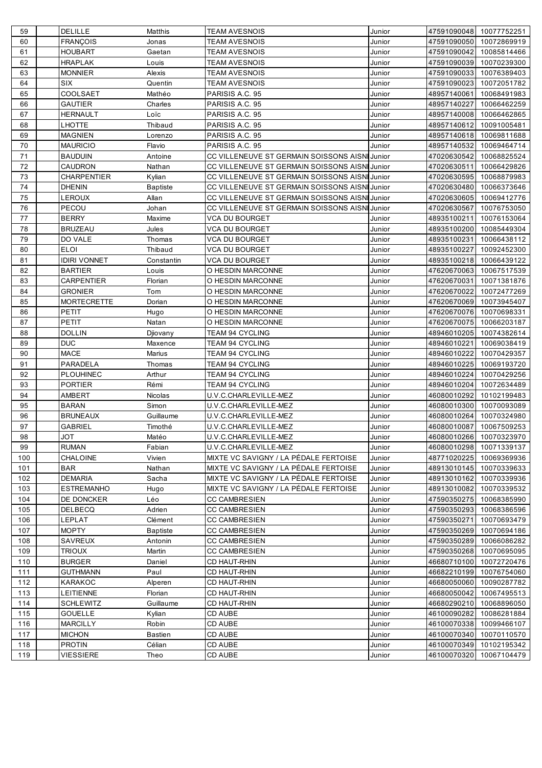| 59 | | DELILLE | Matthis | TEAM AVESNOIS | Junior | 47591090048 | 10077752251 |
|---|---|---|---|---|---|---|---|
| 60 | | FRANÇOIS | Jonas | TEAM AVESNOIS | Junior | 47591090050 | 10072869919 |
| 61 | | HOUBART | Gaetan | TEAM AVESNOIS | Junior | 47591090042 | 10085814466 |
| 62 | | HRAPLAK | Louis | TEAM AVESNOIS | Junior | 47591090039 | 10070239300 |
| 63 | | MONNIER | Alexis | TEAM AVESNOIS | Junior | 47591090033 | 10076389403 |
| 64 | | SIX | Quentin | TEAM AVESNOIS | Junior | 47591090023 | 10072051782 |
| 65 | | COOLSAET | Mathéo | PARISIS A.C. 95 | Junior | 48957140061 | 10068491983 |
| 66 | | GAUTIER | Charles | PARISIS A.C. 95 | Junior | 48957140227 | 10066462259 |
| 67 | | HERNAULT | Loïc | PARISIS A.C. 95 | Junior | 48957140008 | 10066462865 |
| 68 | | LHOTTE | Thibaud | PARISIS A.C. 95 | Junior | 48957140612 | 10091005481 |
| 69 | | MAGNIEN | Lorenzo | PARISIS A.C. 95 | Junior | 48957140618 | 10069811688 |
| 70 | | MAURICIO | Flavio | PARISIS A.C. 95 | Junior | 48957140532 | 10069464714 |
| 71 | | BAUDUIN | Antoine | CC VILLENEUVE ST GERMAIN SOISSONS AISNE | Junior | 47020630542 | 10068825524 |
| 72 | | CAUDRON | Nathan | CC VILLENEUVE ST GERMAIN SOISSONS AISNE | Junior | 47020630511 | 10066429826 |
| 73 | | CHARPENTIER | Kylian | CC VILLENEUVE ST GERMAIN SOISSONS AISNE | Junior | 47020630595 | 10068879983 |
| 74 | | DHENIN | Baptiste | CC VILLENEUVE ST GERMAIN SOISSONS AISNE | Junior | 47020630480 | 10066373646 |
| 75 | | LEROUX | Allan | CC VILLENEUVE ST GERMAIN SOISSONS AISNE | Junior | 47020630605 | 10069412776 |
| 76 | | PECOU | Johan | CC VILLENEUVE ST GERMAIN SOISSONS AISNE | Junior | 47020630567 | 10076753050 |
| 77 | | BERRY | Maxime | VCA DU BOURGET | Junior | 48935100211 | 10076153064 |
| 78 | | BRUZEAU | Jules | VCA DU BOURGET | Junior | 48935100200 | 10085449304 |
| 79 | | DO VALE | Thomas | VCA DU BOURGET | Junior | 48935100231 | 10066438112 |
| 80 | | ELOI | Thibaud | VCA DU BOURGET | Junior | 48935100227 | 10092452300 |
| 81 | | IDIRI VONNET | Constantin | VCA DU BOURGET | Junior | 48935100218 | 10066439122 |
| 82 | | BARTIER | Louis | O HESDIN MARCONNE | Junior | 47620670063 | 10067517539 |
| 83 | | CARPENTIER | Florian | O HESDIN MARCONNE | Junior | 47620670031 | 10071381876 |
| 84 | | GRONIER | Tom | O HESDIN MARCONNE | Junior | 47620670022 | 10072477269 |
| 85 | | MORTECRETTE | Dorian | O HESDIN MARCONNE | Junior | 47620670069 | 10073945407 |
| 86 | | PETIT | Hugo | O HESDIN MARCONNE | Junior | 47620670076 | 10070698331 |
| 87 | | PETIT | Natan | O HESDIN MARCONNE | Junior | 47620670075 | 10066203187 |
| 88 | | DOLLIN | Djiovany | TEAM 94 CYCLING | Junior | 48946010205 | 10074382614 |
| 89 | | DUC | Maxence | TEAM 94 CYCLING | Junior | 48946010221 | 10069038419 |
| 90 | | MACE | Marius | TEAM 94 CYCLING | Junior | 48946010222 | 10070429357 |
| 91 | | PARADELA | Thomas | TEAM 94 CYCLING | Junior | 48946010225 | 10069193720 |
| 92 | | PLOUHINEC | Arthur | TEAM 94 CYCLING | Junior | 48946010224 | 10070429256 |
| 93 | | PORTIER | Rémi | TEAM 94 CYCLING | Junior | 48946010204 | 10072634489 |
| 94 | | AMBERT | Nicolas | U.V.C.CHARLEVILLE-MEZ | Junior | 46080010292 | 10102199483 |
| 95 | | BARAN | Simon | U.V.C.CHARLEVILLE-MEZ | Junior | 46080010300 | 10070093089 |
| 96 | | BRUNEAUX | Guillaume | U.V.C.CHARLEVILLE-MEZ | Junior | 46080010264 | 10070324980 |
| 97 | | GABRIEL | Timothé | U.V.C.CHARLEVILLE-MEZ | Junior | 46080010087 | 10067509253 |
| 98 | | JOT | Matéo | U.V.C.CHARLEVILLE-MEZ | Junior | 46080010266 | 10070323970 |
| 99 | | RUMAN | Fabian | U.V.C.CHARLEVILLE-MEZ | Junior | 46080010298 | 10071339137 |
| 100 | | CHALOINE | Vivien | MIXTE VC SAVIGNY / LA PÉDALE FERTOISE | Junior | 48771020225 | 10069369936 |
| 101 | | BAR | Nathan | MIXTE VC SAVIGNY / LA PÉDALE FERTOISE | Junior | 48913010145 | 10070339633 |
| 102 | | DEMARIA | Sacha | MIXTE VC SAVIGNY / LA PÉDALE FERTOISE | Junior | 48913010162 | 10070339936 |
| 103 | | ESTREMANHO | Hugo | MIXTE VC SAVIGNY / LA PÉDALE FERTOISE | Junior | 48913010082 | 10070339532 |
| 104 | | DE DONCKER | Léo | CC CAMBRESIEN | Junior | 47590350275 | 10068385990 |
| 105 | | DELBECQ | Adrien | CC CAMBRESIEN | Junior | 47590350293 | 10068386596 |
| 106 | | LEPLAT | Clément | CC CAMBRESIEN | Junior | 47590350271 | 10070693479 |
| 107 | | MOPTY | Baptiste | CC CAMBRESIEN | Junior | 47590350269 | 10070694186 |
| 108 | | SAVREUX | Antonin | CC CAMBRESIEN | Junior | 47590350289 | 10066086282 |
| 109 | | TRIOUX | Martin | CC CAMBRESIEN | Junior | 47590350268 | 10070695095 |
| 110 | | BURGER | Daniel | CD HAUT-RHIN | Junior | 46680710100 | 10072720476 |
| 111 | | GUTHMANN | Paul | CD HAUT-RHIN | Junior | 46682210199 | 10076754060 |
| 112 | | KARAKOC | Alperen | CD HAUT-RHIN | Junior | 46680050060 | 10090287782 |
| 113 | | LEITIENNE | Florian | CD HAUT-RHIN | Junior | 46680050042 | 10067495513 |
| 114 | | SCHLEWITZ | Guillaume | CD HAUT-RHIN | Junior | 46680290210 | 10068896050 |
| 115 | | GOUELLE | Kylian | CD AUBE | Junior | 46100090282 | 10086281884 |
| 116 | | MARCILLY | Robin | CD AUBE | Junior | 46100070338 | 10099466107 |
| 117 | | MICHON | Bastien | CD AUBE | Junior | 46100070340 | 10070110570 |
| 118 | | PROTIN | Célian | CD AUBE | Junior | 46100070349 | 10102195342 |
| 119 | | VIESSIERE | Theo | CD AUBE | Junior | 46100070320 | 10067104479 |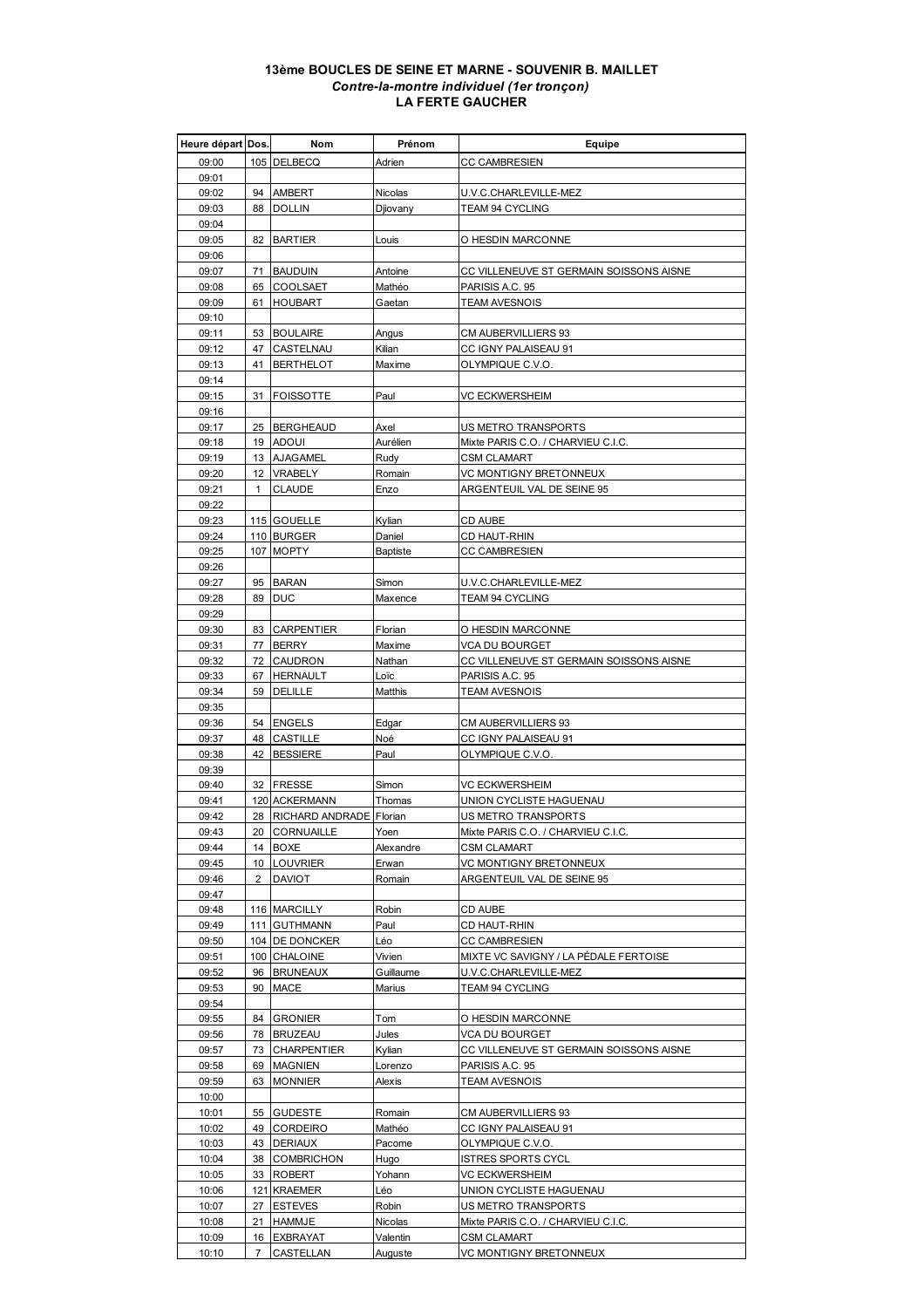**13ème BOUCLES DE SEINE ET MARNE - SOUVENIR B. MAILLET**
*Contre-la-montre individuel (1er tronçon)*
**LA FERTE GAUCHER**

| Heure départ | Dos. | Nom | Prénom | Equipe |
|---|---|---|---|---|
| 09:00 | 105 | DELBECQ | Adrien | CC CAMBRESIEN |
| 09:01 | | | | |
| 09:02 | 94 | AMBERT | Nicolas | U.V.C.CHARLEVILLE-MEZ |
| 09:03 | 88 | DOLLIN | Djiovany | TEAM 94 CYCLING |
| 09:04 | | | | |
| 09:05 | 82 | BARTIER | Louis | O HESDIN MARCONNE |
| 09:06 | | | | |
| 09:07 | 71 | BAUDUIN | Antoine | CC VILLENEUVE ST GERMAIN SOISSONS AISNE |
| 09:08 | 65 | COOLSAET | Mathéo | PARISIS A.C. 95 |
| 09:09 | 61 | HOUBART | Gaetan | TEAM AVESNOIS |
| 09:10 | | | | |
| 09:11 | 53 | BOULAIRE | Angus | CM AUBERVILLIERS 93 |
| 09:12 | 47 | CASTELNAU | Kilian | CC IGNY PALAISEAU 91 |
| 09:13 | 41 | BERTHELOT | Maxime | OLYMPIQUE C.V.O. |
| 09:14 | | | | |
| 09:15 | 31 | FOISSOTTE | Paul | VC ECKWERSHEIM |
| 09:16 | | | | |
| 09:17 | 25 | BERGHEAUD | Axel | US METRO TRANSPORTS |
| 09:18 | 19 | ADOUI | Aurélien | Mixte PARIS C.O. / CHARVIEU C.I.C. |
| 09:19 | 13 | AJAGAMEL | Rudy | CSM CLAMART |
| 09:20 | 12 | VRABELY | Romain | VC MONTIGNY BRETONNEUX |
| 09:21 | 1 | CLAUDE | Enzo | ARGENTEUIL VAL DE SEINE 95 |
| 09:22 | | | | |
| 09:23 | 115 | GOUELLE | Kylian | CD AUBE |
| 09:24 | 110 | BURGER | Daniel | CD HAUT-RHIN |
| 09:25 | 107 | MOPTY | Baptiste | CC CAMBRESIEN |
| 09:26 | | | | |
| 09:27 | 95 | BARAN | Simon | U.V.C.CHARLEVILLE-MEZ |
| 09:28 | 89 | DUC | Maxence | TEAM 94 CYCLING |
| 09:29 | | | | |
| 09:30 | 83 | CARPENTIER | Florian | O HESDIN MARCONNE |
| 09:31 | 77 | BERRY | Maxime | VCA DU BOURGET |
| 09:32 | 72 | CAUDRON | Nathan | CC VILLENEUVE ST GERMAIN SOISSONS AISNE |
| 09:33 | 67 | HERNAULT | Loïc | PARISIS A.C. 95 |
| 09:34 | 59 | DELILLE | Matthis | TEAM AVESNOIS |
| 09:35 | | | | |
| 09:36 | 54 | ENGELS | Edgar | CM AUBERVILLIERS 93 |
| 09:37 | 48 | CASTILLE | Noé | CC IGNY PALAISEAU 91 |
| 09:38 | 42 | BESSIERE | Paul | OLYMPIQUE C.V.O. |
| 09:39 | | | | |
| 09:40 | 32 | FRESSE | Simon | VC ECKWERSHEIM |
| 09:41 | 120 | ACKERMANN | Thomas | UNION CYCLISTE HAGUENAU |
| 09:42 | 28 | RICHARD ANDRADE | Florian | US METRO TRANSPORTS |
| 09:43 | 20 | CORNUAILLE | Yoen | Mixte PARIS C.O. / CHARVIEU C.I.C. |
| 09:44 | 14 | BOXE | Alexandre | CSM CLAMART |
| 09:45 | 10 | LOUVRIER | Erwan | VC MONTIGNY BRETONNEUX |
| 09:46 | 2 | DAVIOT | Romain | ARGENTEUIL VAL DE SEINE 95 |
| 09:47 | | | | |
| 09:48 | 116 | MARCILLY | Robin | CD AUBE |
| 09:49 | 111 | GUTHMANN | Paul | CD HAUT-RHIN |
| 09:50 | 104 | DE DONCKER | Léo | CC CAMBRESIEN |
| 09:51 | 100 | CHALOINE | Vivien | MIXTE VC SAVIGNY / LA PÉDALE FERTOISE |
| 09:52 | 96 | BRUNEAUX | Guillaume | U.V.C.CHARLEVILLE-MEZ |
| 09:53 | 90 | MACE | Marius | TEAM 94 CYCLING |
| 09:54 | | | | |
| 09:55 | 84 | GRONIER | Tom | O HESDIN MARCONNE |
| 09:56 | 78 | BRUZEAU | Jules | VCA DU BOURGET |
| 09:57 | 73 | CHARPENTIER | Kylian | CC VILLENEUVE ST GERMAIN SOISSONS AISNE |
| 09:58 | 69 | MAGNIEN | Lorenzo | PARISIS A.C. 95 |
| 09:59 | 63 | MONNIER | Alexis | TEAM AVESNOIS |
| 10:00 | | | | |
| 10:01 | 55 | GUDESTE | Romain | CM AUBERVILLIERS 93 |
| 10:02 | 49 | CORDEIRO | Mathéo | CC IGNY PALAISEAU 91 |
| 10:03 | 43 | DERIAUX | Pacome | OLYMPIQUE C.V.O. |
| 10:04 | 38 | COMBRICHON | Hugo | ISTRES SPORTS CYCL |
| 10:05 | 33 | ROBERT | Yohann | VC ECKWERSHEIM |
| 10:06 | 121 | KRAEMER | Léo | UNION CYCLISTE HAGUENAU |
| 10:07 | 27 | ESTEVES | Robin | US METRO TRANSPORTS |
| 10:08 | 21 | HAMMJE | Nicolas | Mixte PARIS C.O. / CHARVIEU C.I.C. |
| 10:09 | 16 | EXBRAYAT | Valentin | CSM CLAMART |
| 10:10 | 7 | CASTELLAN | Auguste | VC MONTIGNY BRETONNEUX |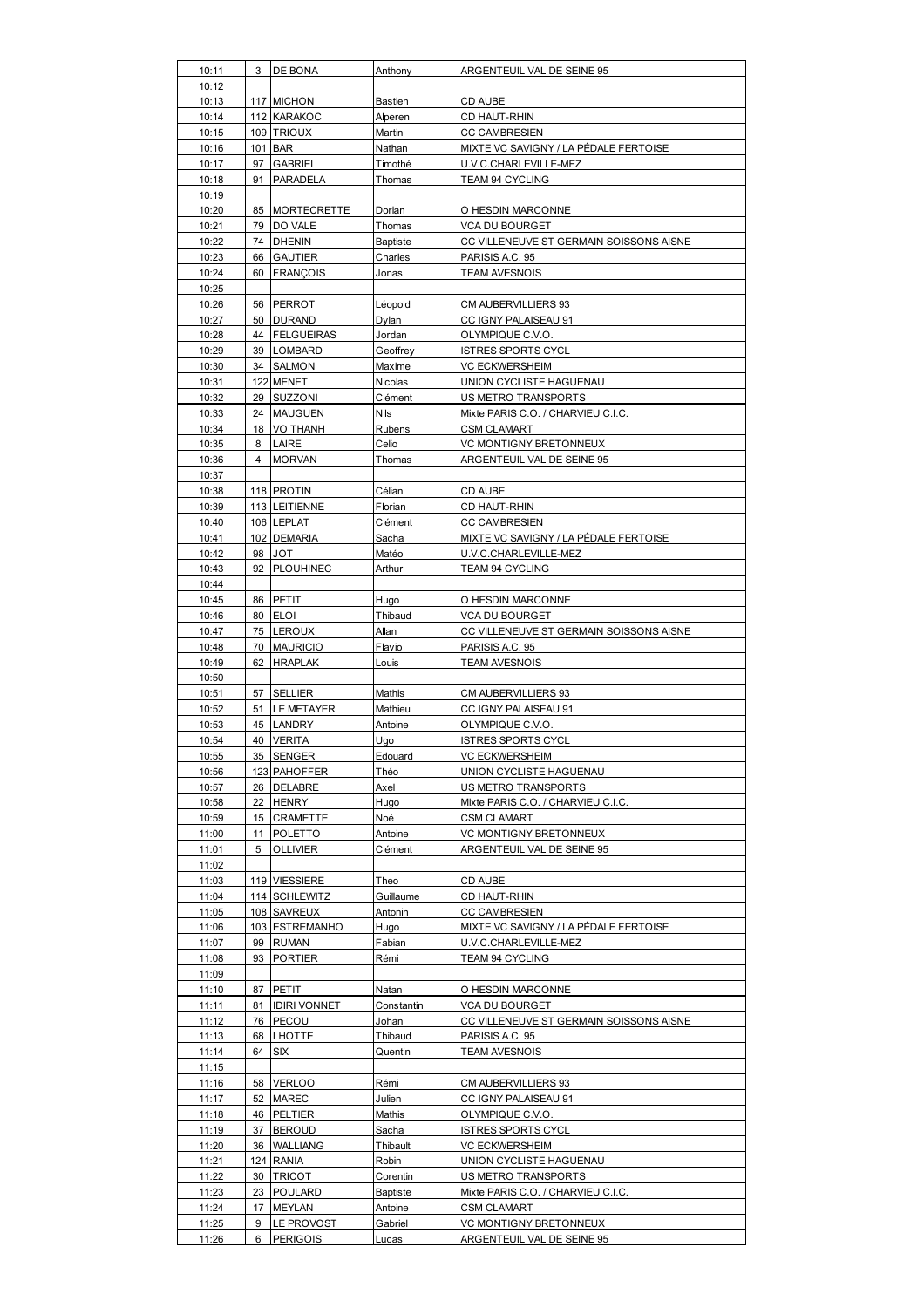| | | | | |
|---|---|---|---|---|
| 10:11 | 3 | DE BONA | Anthony | ARGENTEUIL VAL DE SEINE 95 |
| 10:12 | | | | |
| 10:13 | 117 | MICHON | Bastien | CD AUBE |
| 10:14 | 112 | KARAKOC | Alperen | CD HAUT-RHIN |
| 10:15 | 109 | TRIOUX | Martin | CC CAMBRESIEN |
| 10:16 | 101 | BAR | Nathan | MIXTE VC SAVIGNY / LA PÉDALE FERTOISE |
| 10:17 | 97 | GABRIEL | Timothé | U.V.C.CHARLEVILLE-MEZ |
| 10:18 | 91 | PARADELA | Thomas | TEAM 94 CYCLING |
| 10:19 | | | | |
| 10:20 | 85 | MORTECRETTE | Dorian | O HESDIN MARCONNE |
| 10:21 | 79 | DO VALE | Thomas | VCA DU BOURGET |
| 10:22 | 74 | DHENIN | Baptiste | CC VILLENEUVE ST GERMAIN SOISSONS AISNE |
| 10:23 | 66 | GAUTIER | Charles | PARISIS A.C. 95 |
| 10:24 | 60 | FRANÇOIS | Jonas | TEAM AVESNOIS |
| 10:25 | | | | |
| 10:26 | 56 | PERROT | Léopold | CM AUBERVILLIERS 93 |
| 10:27 | 50 | DURAND | Dylan | CC IGNY PALAISEAU 91 |
| 10:28 | 44 | FELGUEIRAS | Jordan | OLYMPIQUE C.V.O. |
| 10:29 | 39 | LOMBARD | Geoffrey | ISTRES SPORTS CYCL |
| 10:30 | 34 | SALMON | Maxime | VC ECKWERSHEIM |
| 10:31 | 122 | MENET | Nicolas | UNION CYCLISTE HAGUENAU |
| 10:32 | 29 | SUZZONI | Clément | US METRO TRANSPORTS |
| 10:33 | 24 | MAUGUEN | Nils | Mixte PARIS C.O. / CHARVIEU C.I.C. |
| 10:34 | 18 | VO THANH | Rubens | CSM CLAMART |
| 10:35 | 8 | LAIRE | Celio | VC MONTIGNY BRETONNEUX |
| 10:36 | 4 | MORVAN | Thomas | ARGENTEUIL VAL DE SEINE 95 |
| 10:37 | | | | |
| 10:38 | 118 | PROTIN | Célian | CD AUBE |
| 10:39 | 113 | LEITIENNE | Florian | CD HAUT-RHIN |
| 10:40 | 106 | LEPLAT | Clément | CC CAMBRESIEN |
| 10:41 | 102 | DEMARIA | Sacha | MIXTE VC SAVIGNY / LA PÉDALE FERTOISE |
| 10:42 | 98 | JOT | Matéo | U.V.C.CHARLEVILLE-MEZ |
| 10:43 | 92 | PLOUHINEC | Arthur | TEAM 94 CYCLING |
| 10:44 | | | | |
| 10:45 | 86 | PETIT | Hugo | O HESDIN MARCONNE |
| 10:46 | 80 | ELOI | Thibaud | VCA DU BOURGET |
| 10:47 | 75 | LEROUX | Allan | CC VILLENEUVE ST GERMAIN SOISSONS AISNE |
| 10:48 | 70 | MAURICIO | Flavio | PARISIS A.C. 95 |
| 10:49 | 62 | HRAPLAK | Louis | TEAM AVESNOIS |
| 10:50 | | | | |
| 10:51 | 57 | SELLIER | Mathis | CM AUBERVILLIERS 93 |
| 10:52 | 51 | LE METAYER | Mathieu | CC IGNY PALAISEAU 91 |
| 10:53 | 45 | LANDRY | Antoine | OLYMPIQUE C.V.O. |
| 10:54 | 40 | VERITA | Ugo | ISTRES SPORTS CYCL |
| 10:55 | 35 | SENGER | Edouard | VC ECKWERSHEIM |
| 10:56 | 123 | PAHOFFER | Théo | UNION CYCLISTE HAGUENAU |
| 10:57 | 26 | DELABRE | Axel | US METRO TRANSPORTS |
| 10:58 | 22 | HENRY | Hugo | Mixte PARIS C.O. / CHARVIEU C.I.C. |
| 10:59 | 15 | CRAMETTE | Noé | CSM CLAMART |
| 11:00 | 11 | POLETTO | Antoine | VC MONTIGNY BRETONNEUX |
| 11:01 | 5 | OLLIVIER | Clément | ARGENTEUIL VAL DE SEINE 95 |
| 11:02 | | | | |
| 11:03 | 119 | VIESSIERE | Theo | CD AUBE |
| 11:04 | 114 | SCHLEWITZ | Guillaume | CD HAUT-RHIN |
| 11:05 | 108 | SAVREUX | Antonin | CC CAMBRESIEN |
| 11:06 | 103 | ESTREMANHO | Hugo | MIXTE VC SAVIGNY / LA PÉDALE FERTOISE |
| 11:07 | 99 | RUMAN | Fabian | U.V.C.CHARLEVILLE-MEZ |
| 11:08 | 93 | PORTIER | Rémi | TEAM 94 CYCLING |
| 11:09 | | | | |
| 11:10 | 87 | PETIT | Natan | O HESDIN MARCONNE |
| 11:11 | 81 | IDIRI VONNET | Constantin | VCA DU BOURGET |
| 11:12 | 76 | PECOU | Johan | CC VILLENEUVE ST GERMAIN SOISSONS AISNE |
| 11:13 | 68 | LHOTTE | Thibaud | PARISIS A.C. 95 |
| 11:14 | 64 | SIX | Quentin | TEAM AVESNOIS |
| 11:15 | | | | |
| 11:16 | 58 | VERLOO | Rémi | CM AUBERVILLIERS 93 |
| 11:17 | 52 | MAREC | Julien | CC IGNY PALAISEAU 91 |
| 11:18 | 46 | PELTIER | Mathis | OLYMPIQUE C.V.O. |
| 11:19 | 37 | BEROUD | Sacha | ISTRES SPORTS CYCL |
| 11:20 | 36 | WALLIANG | Thibault | VC ECKWERSHEIM |
| 11:21 | 124 | RANIA | Robin | UNION CYCLISTE HAGUENAU |
| 11:22 | 30 | TRICOT | Corentin | US METRO TRANSPORTS |
| 11:23 | 23 | POULARD | Baptiste | Mixte PARIS C.O. / CHARVIEU C.I.C. |
| 11:24 | 17 | MEYLAN | Antoine | CSM CLAMART |
| 11:25 | 9 | LE PROVOST | Gabriel | VC MONTIGNY BRETONNEUX |
| 11:26 | 6 | PERIGOIS | Lucas | ARGENTEUIL VAL DE SEINE 95 |